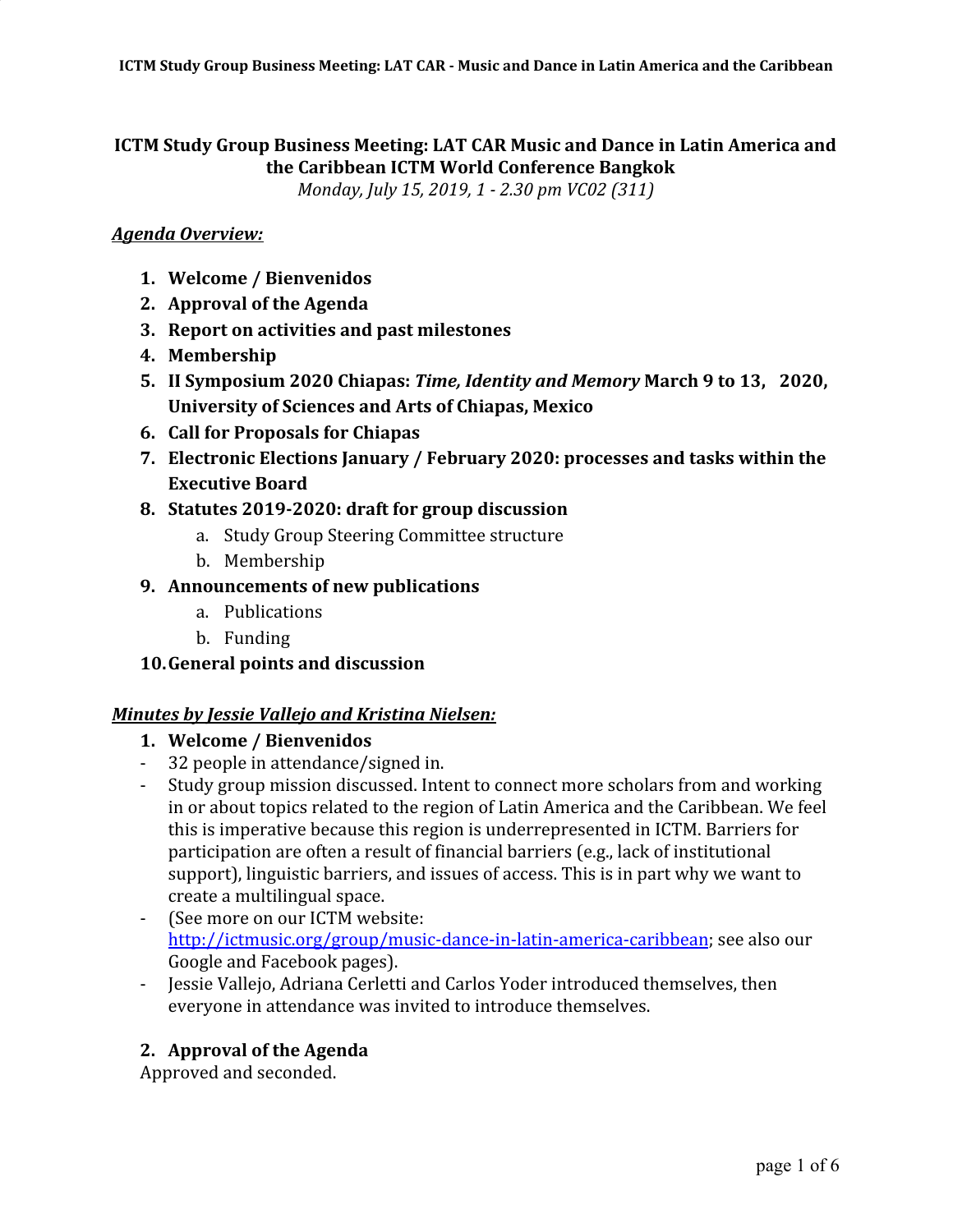# ICTM Study Group Business Meeting: LAT CAR Music and Dance in Latin America and the Caribbean ICTM World Conference Bangkok

*Monday, July 15, 2019, 1 - 2.30 pm VC02 (311)*

***Agenda Overview:***

1. **Welcome / Bienvenidos**
2. **Approval of the Agenda**
3. **Report on activities and past milestones**
4. **Membership**
5. **II Symposium 2020 Chiapas: *Time, Identity and Memory* March 9 to 13, 2020, University of Sciences and Arts of Chiapas, Mexico**
6. **Call for Proposals for Chiapas**
7. **Electronic Elections January / February 2020: processes and tasks within the Executive Board**
8. **Statutes 2019-2020: draft for group discussion**
   a. Study Group Steering Committee structure
   b. Membership
9. **Announcements of new publications**
   a. Publications
   b. Funding
10. **General points and discussion**

***Minutes by Jessie Vallejo and Kristina Nielsen:***

1. **Welcome / Bienvenidos**

- 32 people in attendance/signed in.
- Study group mission discussed. Intent to connect more scholars from and working in or about topics related to the region of Latin America and the Caribbean. We feel this is imperative because this region is underrepresented in ICTM. Barriers for participation are often a result of financial barriers (e.g., lack of institutional support), linguistic barriers, and issues of access. This is in part why we want to create a multilingual space.
- (See more on our ICTM website: http://ictmusic.org/group/music-dance-in-latin-america-caribbean; see also our Google and Facebook pages).
- Jessie Vallejo, Adriana Cerletti and Carlos Yoder introduced themselves, then everyone in attendance was invited to introduce themselves.

2. **Approval of the Agenda**

Approved and seconded.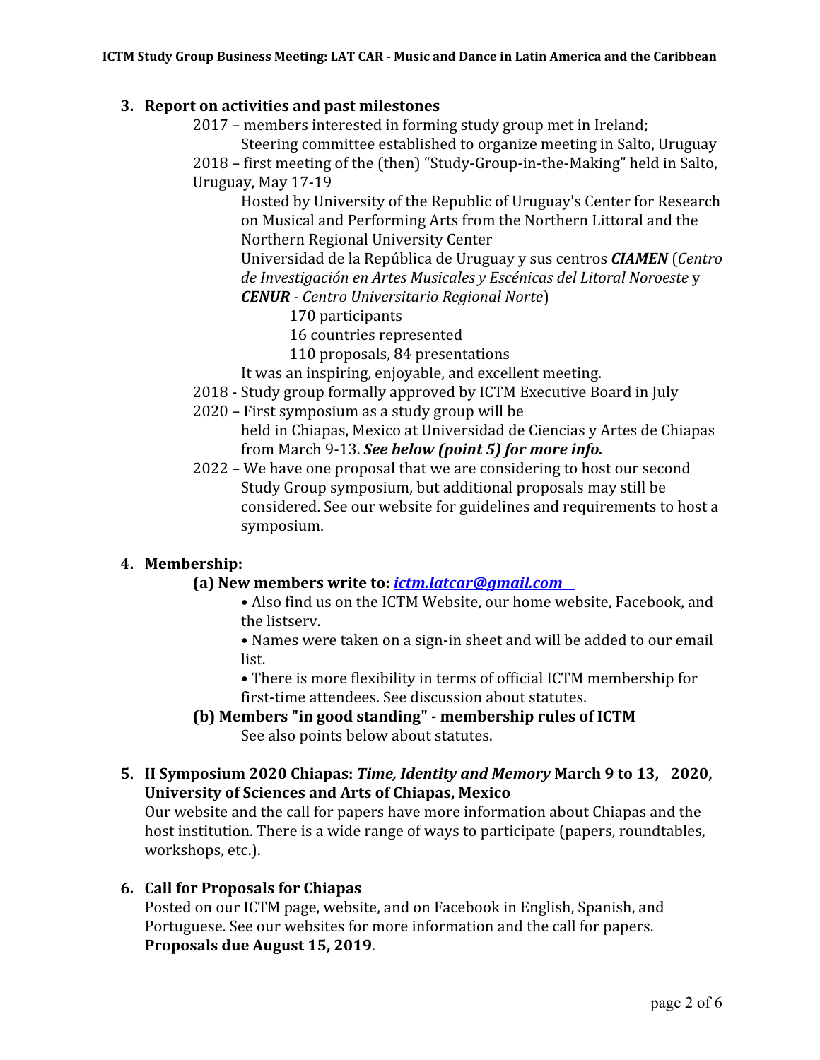## 3. Report on activities and past milestones

2017 – members interested in forming study group met in Ireland;
Steering committee established to organize meeting in Salto, Uruguay

2018 – first meeting of the (then) "Study-Group-in-the-Making" held in Salto, Uruguay, May 17-19

Hosted by University of the Republic of Uruguay's Center for Research on Musical and Performing Arts from the Northern Littoral and the Northern Regional University Center

Universidad de la República de Uruguay y sus centros ***CIAMEN*** (*Centro de Investigación en Artes Musicales y Escénicas del Litoral Noroeste* y ***CENUR*** - *Centro Universitario Regional Norte*)

170 participants
16 countries represented
110 proposals, 84 presentations

It was an inspiring, enjoyable, and excellent meeting.

2018 - Study group formally approved by ICTM Executive Board in July

2020 – First symposium as a study group will be held in Chiapas, Mexico at Universidad de Ciencias y Artes de Chiapas from March 9-13. ***See below (point 5) for more info.***

2022 – We have one proposal that we are considering to host our second Study Group symposium, but additional proposals may still be considered. See our website for guidelines and requirements to host a symposium.

## 4. Membership:

**(a) New members write to: *ictm.latcar@gmail.com***

- Also find us on the ICTM Website, our home website, Facebook, and the listserv.
- Names were taken on a sign-in sheet and will be added to our email list.
- There is more flexibility in terms of official ICTM membership for first-time attendees. See discussion about statutes.

**(b) Members "in good standing" - membership rules of ICTM**

See also points below about statutes.

## 5. II Symposium 2020 Chiapas: *Time, Identity and Memory* March 9 to 13, 2020, University of Sciences and Arts of Chiapas, Mexico

Our website and the call for papers have more information about Chiapas and the host institution. There is a wide range of ways to participate (papers, roundtables, workshops, etc.).

## 6. Call for Proposals for Chiapas

Posted on our ICTM page, website, and on Facebook in English, Spanish, and Portuguese. See our websites for more information and the call for papers.
**Proposals due August 15, 2019**.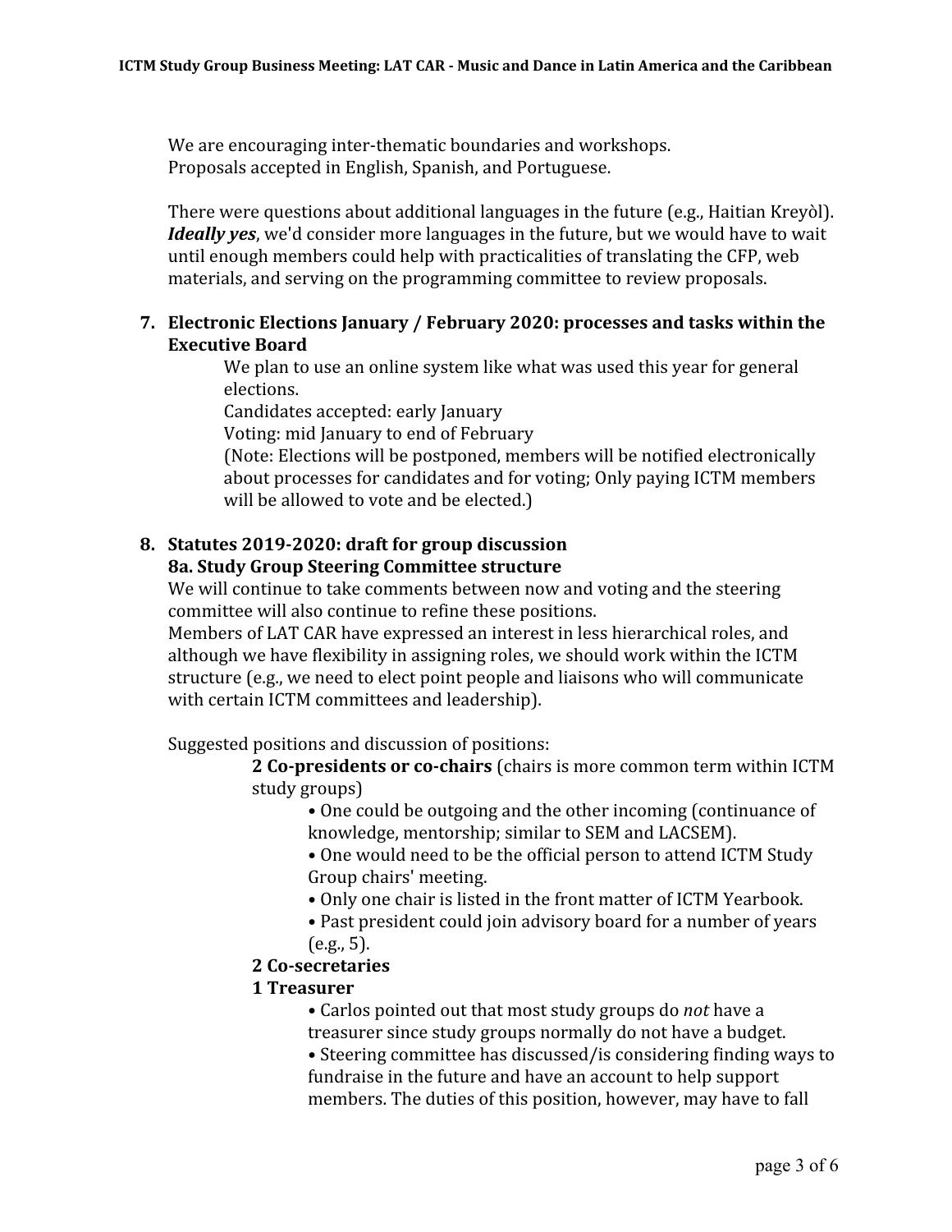We are encouraging inter-thematic boundaries and workshops.
Proposals accepted in English, Spanish, and Portuguese.

There were questions about additional languages in the future (e.g., Haitian Kreyòl). ***Ideally yes***, we'd consider more languages in the future, but we would have to wait until enough members could help with practicalities of translating the CFP, web materials, and serving on the programming committee to review proposals.

7. **Electronic Elections January / February 2020: processes and tasks within the Executive Board**

   We plan to use an online system like what was used this year for general elections.
   Candidates accepted: early January
   Voting: mid January to end of February
   (Note: Elections will be postponed, members will be notified electronically about processes for candidates and for voting; Only paying ICTM members will be allowed to vote and be elected.)

8. **Statutes 2019-2020: draft for group discussion**

   **8a. Study Group Steering Committee structure**

   We will continue to take comments between now and voting and the steering committee will also continue to refine these positions.
   Members of LAT CAR have expressed an interest in less hierarchical roles, and although we have flexibility in assigning roles, we should work within the ICTM structure (e.g., we need to elect point people and liaisons who will communicate with certain ICTM committees and leadership).

   Suggested positions and discussion of positions:

   **2 Co-presidents or co-chairs** (chairs is more common term within ICTM study groups)
   - One could be outgoing and the other incoming (continuance of knowledge, mentorship; similar to SEM and LACSEM).
   - One would need to be the official person to attend ICTM Study Group chairs' meeting.
   - Only one chair is listed in the front matter of ICTM Yearbook.
   - Past president could join advisory board for a number of years (e.g., 5).

   **2 Co-secretaries**

   **1 Treasurer**
   - Carlos pointed out that most study groups do *not* have a treasurer since study groups normally do not have a budget.
   - Steering committee has discussed/is considering finding ways to fundraise in the future and have an account to help support members. The duties of this position, however, may have to fall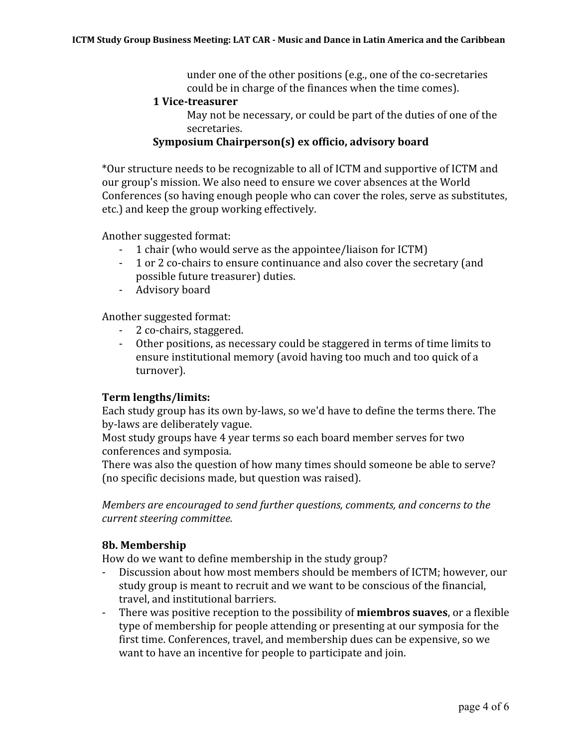under one of the other positions (e.g., one of the co-secretaries could be in charge of the finances when the time comes).

**1 Vice-treasurer**

May not be necessary, or could be part of the duties of one of the secretaries.

**Symposium Chairperson(s) ex officio, advisory board**

*Our structure needs to be recognizable to all of ICTM and supportive of ICTM and our group's mission. We also need to ensure we cover absences at the World Conferences (so having enough people who can cover the roles, serve as substitutes, etc.) and keep the group working effectively.

Another suggested format:

- 1 chair (who would serve as the appointee/liaison for ICTM)
- 1 or 2 co-chairs to ensure continuance and also cover the secretary (and possible future treasurer) duties.
- Advisory board

Another suggested format:

- 2 co-chairs, staggered.
- Other positions, as necessary could be staggered in terms of time limits to ensure institutional memory (avoid having too much and too quick of a turnover).

### Term lengths/limits:

Each study group has its own by-laws, so we'd have to define the terms there. The by-laws are deliberately vague.

Most study groups have 4 year terms so each board member serves for two conferences and symposia.

There was also the question of how many times should someone be able to serve? (no specific decisions made, but question was raised).

*Members are encouraged to send further questions, comments, and concerns to the current steering committee.*

### 8b. Membership

How do we want to define membership in the study group?

- Discussion about how most members should be members of ICTM; however, our study group is meant to recruit and we want to be conscious of the financial, travel, and institutional barriers.
- There was positive reception to the possibility of **miembros suaves**, or a flexible type of membership for people attending or presenting at our symposia for the first time. Conferences, travel, and membership dues can be expensive, so we want to have an incentive for people to participate and join.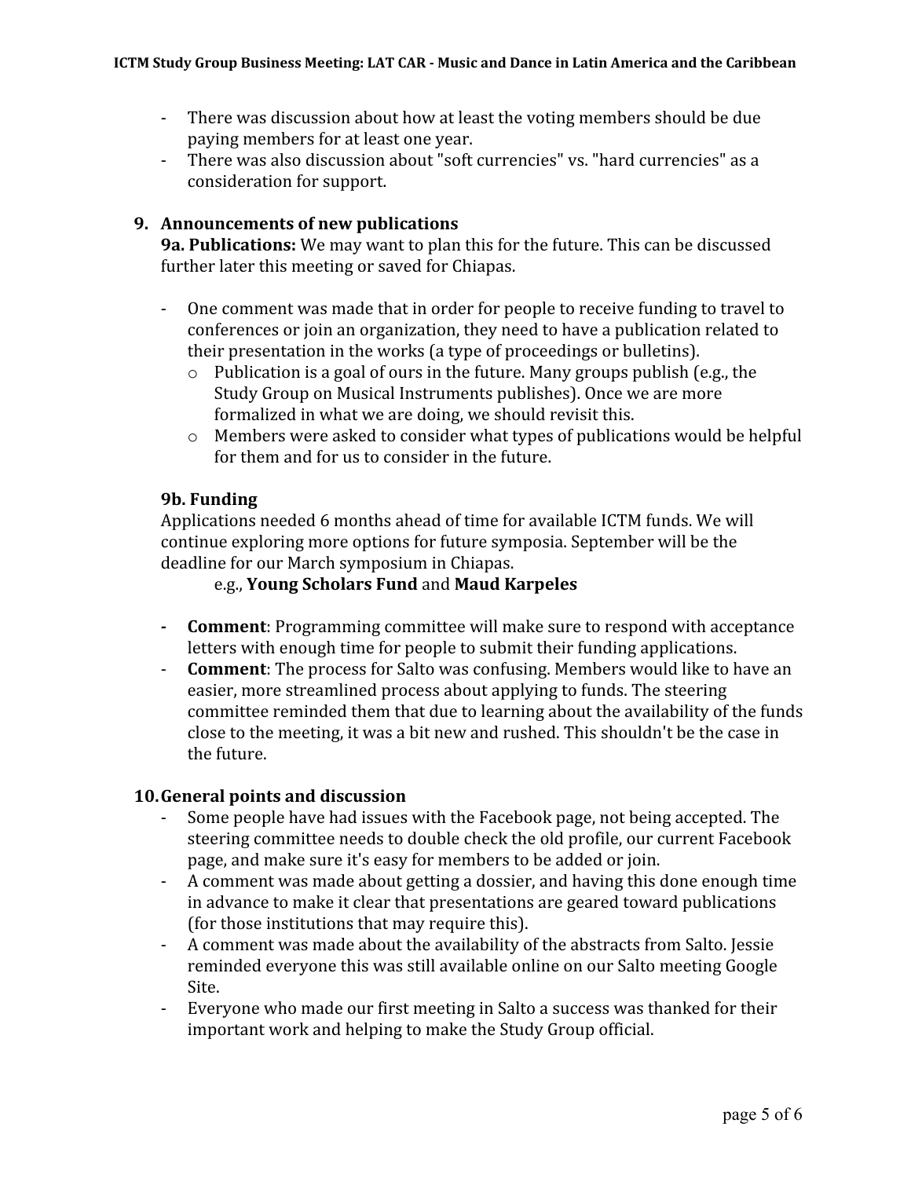- There was discussion about how at least the voting members should be due paying members for at least one year.
- There was also discussion about "soft currencies" vs. "hard currencies" as a consideration for support.

9. **Announcements of new publications**

   **9a. Publications:** We may want to plan this for the future. This can be discussed further later this meeting or saved for Chiapas.

   - One comment was made that in order for people to receive funding to travel to conferences or join an organization, they need to have a publication related to their presentation in the works (a type of proceedings or bulletins).
     - Publication is a goal of ours in the future. Many groups publish (e.g., the Study Group on Musical Instruments publishes). Once we are more formalized in what we are doing, we should revisit this.
     - Members were asked to consider what types of publications would be helpful for them and for us to consider in the future.

   **9b. Funding**

   Applications needed 6 months ahead of time for available ICTM funds. We will continue exploring more options for future symposia. September will be the deadline for our March symposium in Chiapas.

   e.g., **Young Scholars Fund** and **Maud Karpeles**

   - **Comment**: Programming committee will make sure to respond with acceptance letters with enough time for people to submit their funding applications.
   - **Comment**: The process for Salto was confusing. Members would like to have an easier, more streamlined process about applying to funds. The steering committee reminded them that due to learning about the availability of the funds close to the meeting, it was a bit new and rushed. This shouldn't be the case in the future.

10. **General points and discussion**
    - Some people have had issues with the Facebook page, not being accepted. The steering committee needs to double check the old profile, our current Facebook page, and make sure it's easy for members to be added or join.
    - A comment was made about getting a dossier, and having this done enough time in advance to make it clear that presentations are geared toward publications (for those institutions that may require this).
    - A comment was made about the availability of the abstracts from Salto. Jessie reminded everyone this was still available online on our Salto meeting Google Site.
    - Everyone who made our first meeting in Salto a success was thanked for their important work and helping to make the Study Group official.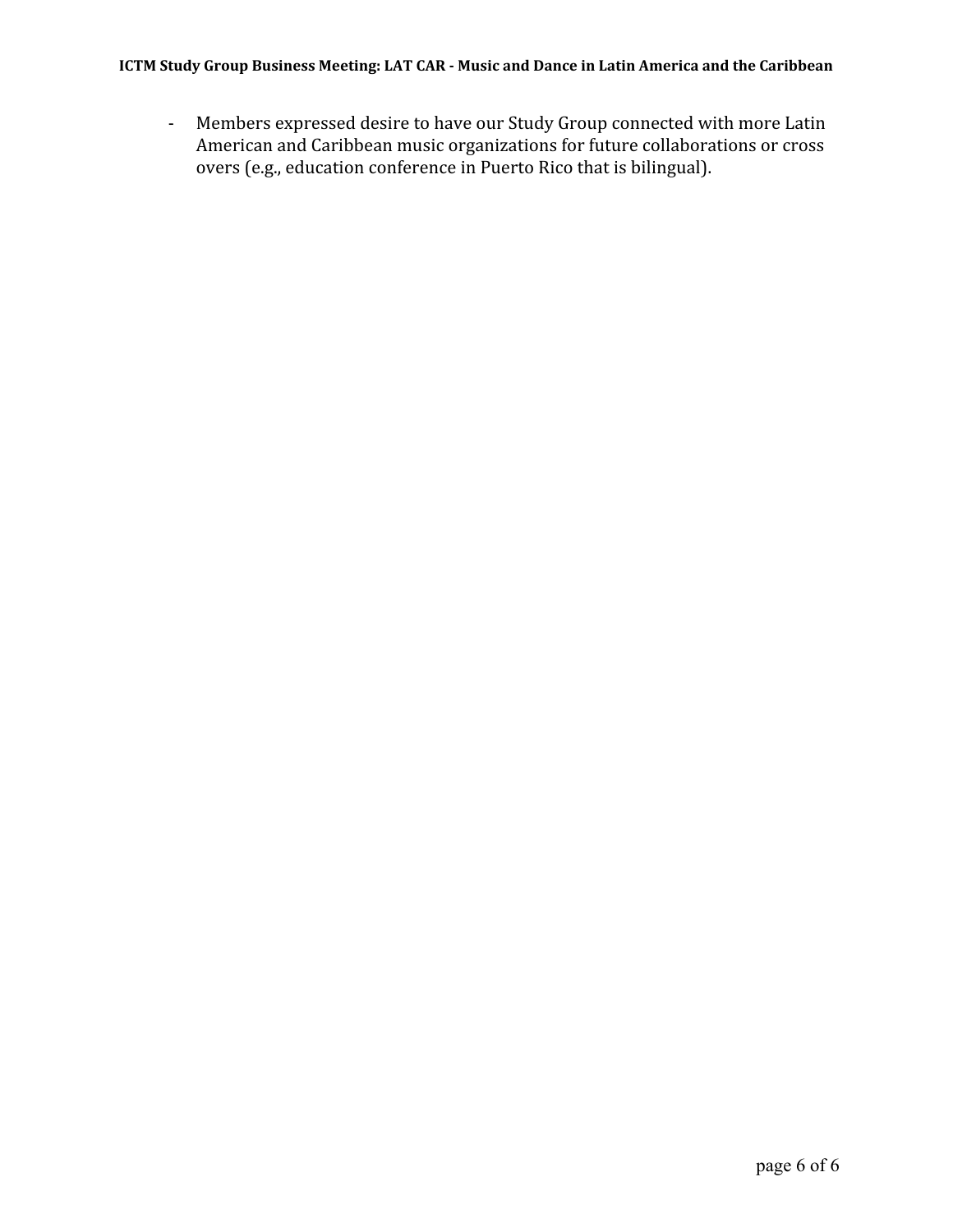- Members expressed desire to have our Study Group connected with more Latin American and Caribbean music organizations for future collaborations or cross overs (e.g., education conference in Puerto Rico that is bilingual).